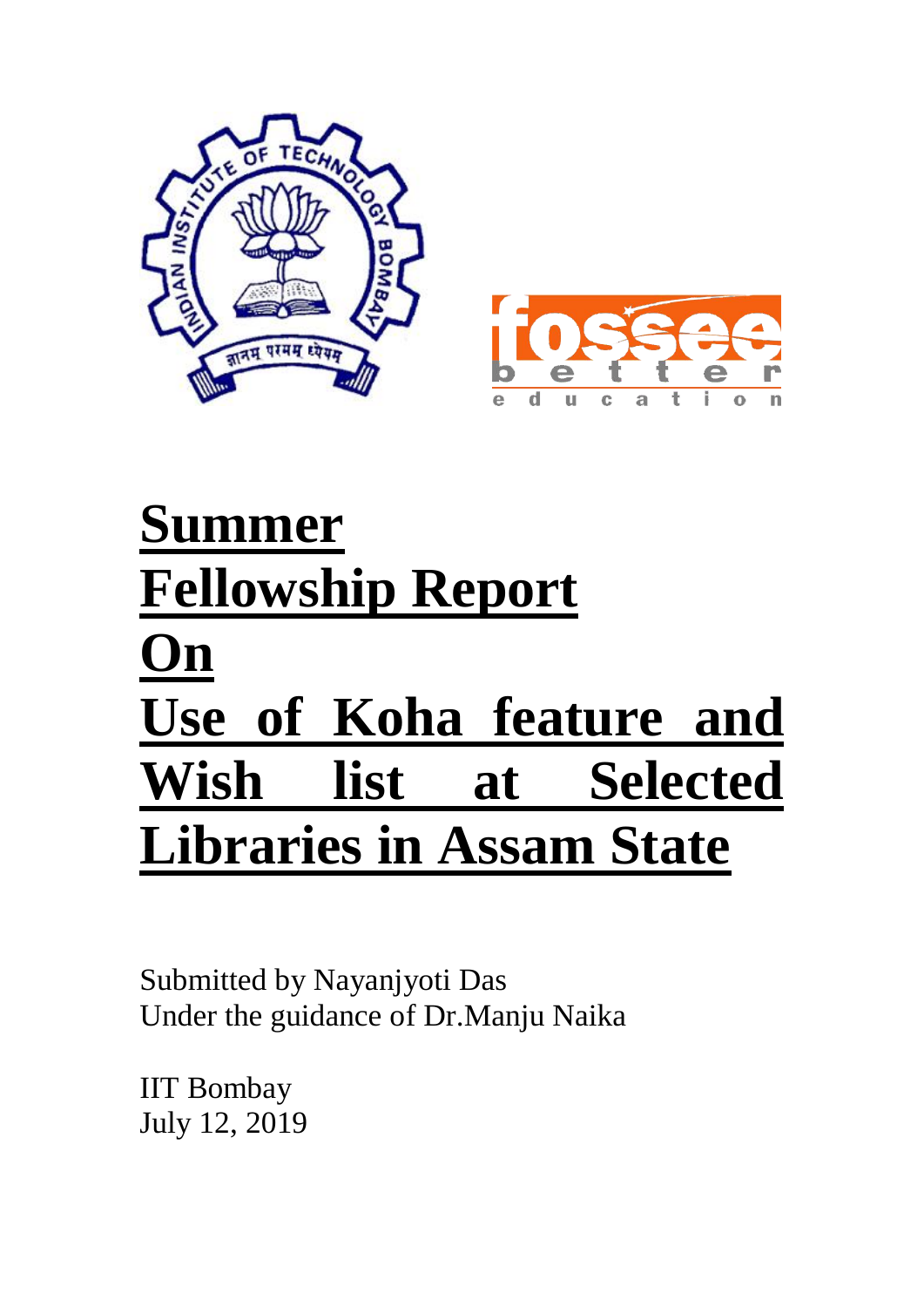# Summer Fellowship Report On Use of Koha feature and Wish list at Selected Libraries in Assam State

Submitted by Nayanjyoti Das
Under the guidance of Dr.Manju Naika

IIT Bombay
July 12, 2019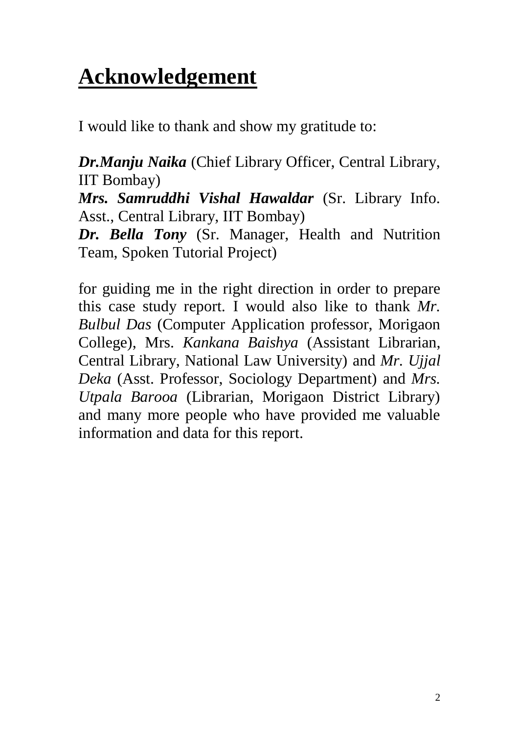# Acknowledgement

I would like to thank and show my gratitude to:

***Dr.Manju Naika*** (Chief Library Officer, Central Library, IIT Bombay)
***Mrs. Samruddhi Vishal Hawaldar*** (Sr. Library Info. Asst., Central Library, IIT Bombay)
***Dr. Bella Tony*** (Sr. Manager, Health and Nutrition Team, Spoken Tutorial Project)

for guiding me in the right direction in order to prepare this case study report. I would also like to thank *Mr. Bulbul Das* (Computer Application professor, Morigaon College), Mrs. *Kankana Baishya* (Assistant Librarian, Central Library, National Law University) and *Mr. Ujjal Deka* (Asst. Professor, Sociology Department) and *Mrs. Utpala Barooa* (Librarian, Morigaon District Library) and many more people who have provided me valuable information and data for this report.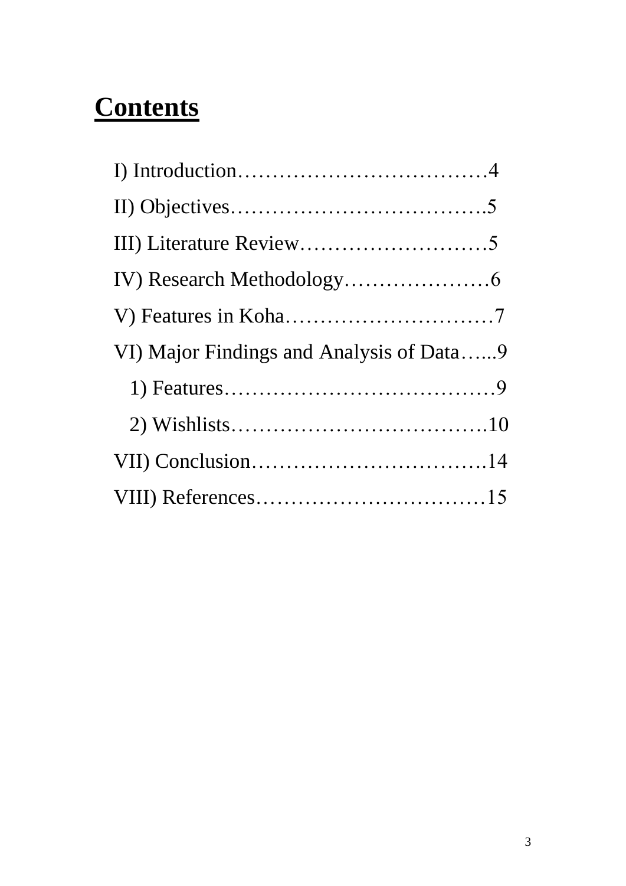# Contents

I) Introduction………………………………4

II) Objectives……………………………….5

III) Literature Review………………………5

IV) Research Methodology…………………6

V) Features in Koha…………………………7

VI) Major Findings and Analysis of Data…...9

   1) Features…………………………………9

   2) Wishlists……………………………….10

VII) Conclusion…………………………….14

VIII) References……………………………15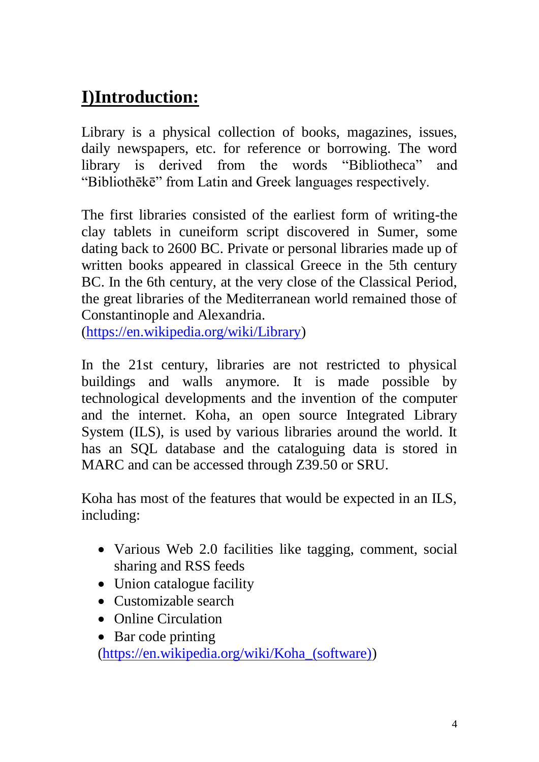# I)Introduction:

Library is a physical collection of books, magazines, issues, daily newspapers, etc. for reference or borrowing. The word library is derived from the words "Bibliotheca" and "Bibliothēkē" from Latin and Greek languages respectively.

The first libraries consisted of the earliest form of writing-the clay tablets in cuneiform script discovered in Sumer, some dating back to 2600 BC. Private or personal libraries made up of written books appeared in classical Greece in the 5th century BC. In the 6th century, at the very close of the Classical Period, the great libraries of the Mediterranean world remained those of Constantinople and Alexandria.
(https://en.wikipedia.org/wiki/Library)

In the 21st century, libraries are not restricted to physical buildings and walls anymore. It is made possible by technological developments and the invention of the computer and the internet. Koha, an open source Integrated Library System (ILS), is used by various libraries around the world. It has an SQL database and the cataloguing data is stored in MARC and can be accessed through Z39.50 or SRU.

Koha has most of the features that would be expected in an ILS, including:

- Various Web 2.0 facilities like tagging, comment, social sharing and RSS feeds
- Union catalogue facility
- Customizable search
- Online Circulation
- Bar code printing

(https://en.wikipedia.org/wiki/Koha_(software))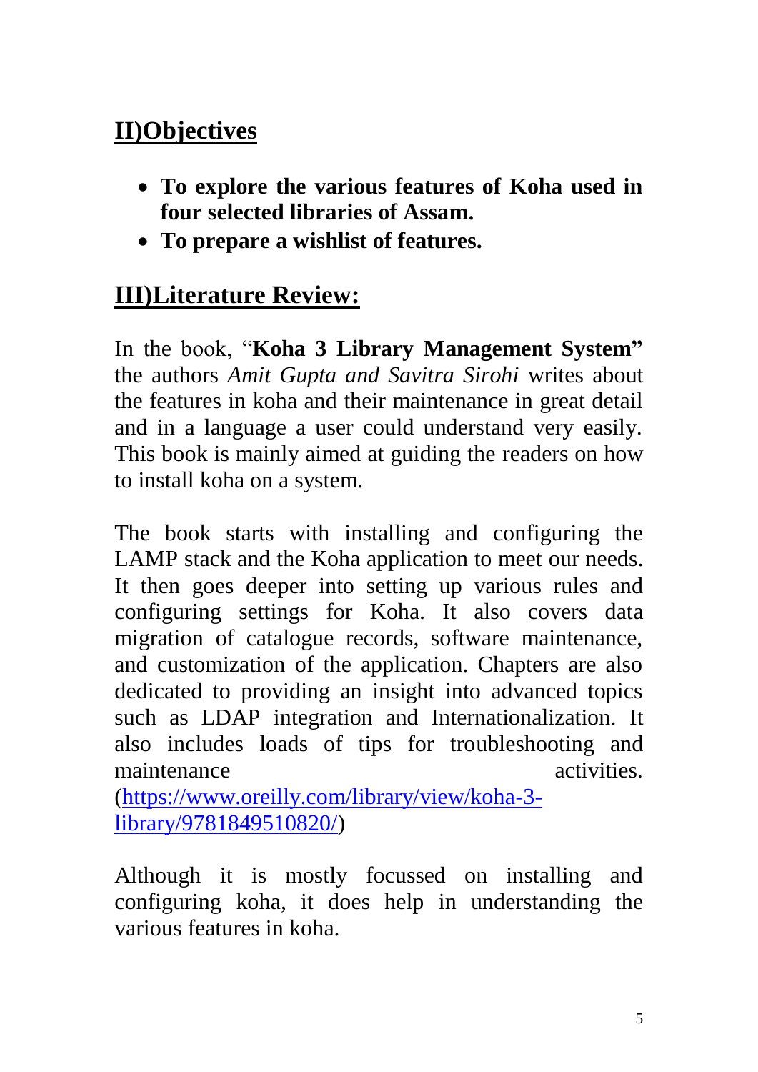## II)Objectives

- **To explore the various features of Koha used in four selected libraries of Assam.**
- **To prepare a wishlist of features.**

## III)Literature Review:

In the book, "**Koha 3 Library Management System"** the authors *Amit Gupta and Savitra Sirohi* writes about the features in koha and their maintenance in great detail and in a language a user could understand very easily. This book is mainly aimed at guiding the readers on how to install koha on a system.

The book starts with installing and configuring the LAMP stack and the Koha application to meet our needs. It then goes deeper into setting up various rules and configuring settings for Koha. It also covers data migration of catalogue records, software maintenance, and customization of the application. Chapters are also dedicated to providing an insight into advanced topics such as LDAP integration and Internationalization. It also includes loads of tips for troubleshooting and maintenance activities. (https://www.oreilly.com/library/view/koha-3-library/9781849510820/)

Although it is mostly focussed on installing and configuring koha, it does help in understanding the various features in koha.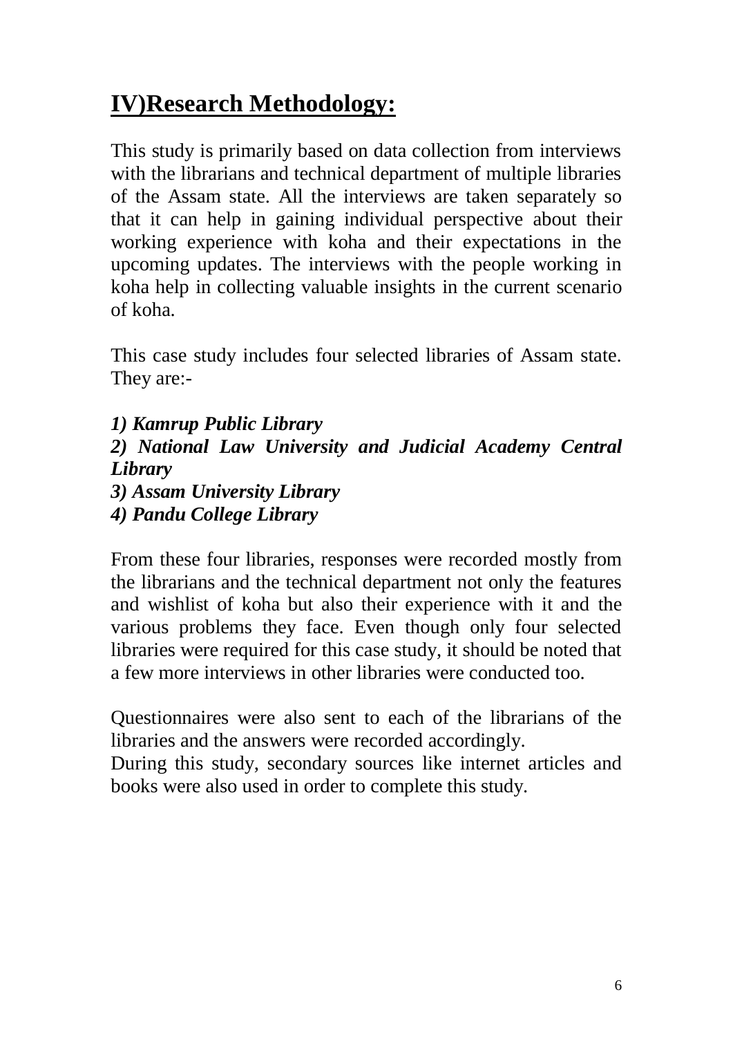# IV)Research Methodology:

This study is primarily based on data collection from interviews with the librarians and technical department of multiple libraries of the Assam state. All the interviews are taken separately so that it can help in gaining individual perspective about their working experience with koha and their expectations in the upcoming updates. The interviews with the people working in koha help in collecting valuable insights in the current scenario of koha.

This case study includes four selected libraries of Assam state. They are:-

***1) Kamrup Public Library***
***2) National Law University and Judicial Academy Central Library***
***3) Assam University Library***
***4) Pandu College Library***

From these four libraries, responses were recorded mostly from the librarians and the technical department not only the features and wishlist of koha but also their experience with it and the various problems they face. Even though only four selected libraries were required for this case study, it should be noted that a few more interviews in other libraries were conducted too.

Questionnaires were also sent to each of the librarians of the libraries and the answers were recorded accordingly.
During this study, secondary sources like internet articles and books were also used in order to complete this study.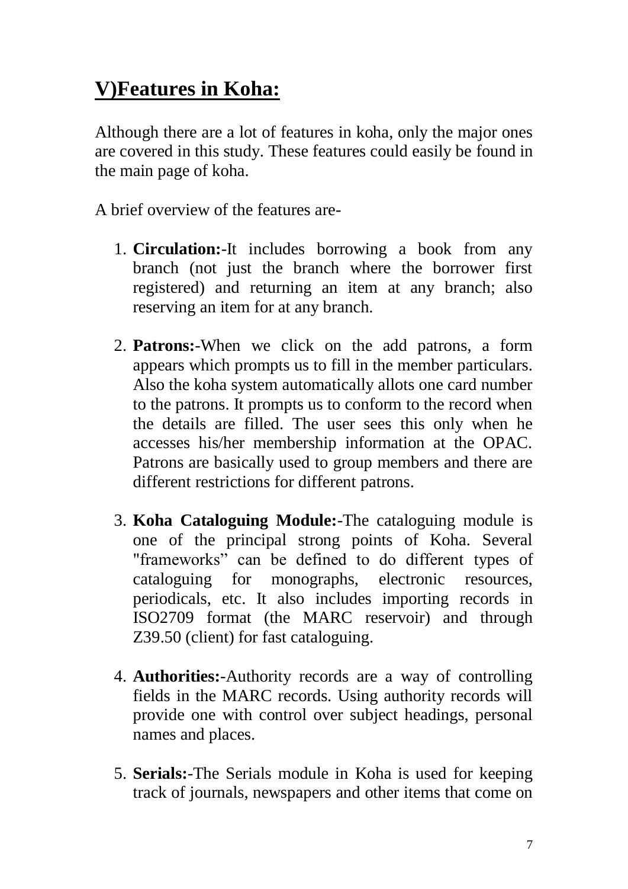## V)Features in Koha:

Although there are a lot of features in koha, only the major ones are covered in this study. These features could easily be found in the main page of koha.

A brief overview of the features are-

1. **Circulation:**-It includes borrowing a book from any branch (not just the branch where the borrower first registered) and returning an item at any branch; also reserving an item for at any branch.

2. **Patrons:**-When we click on the add patrons, a form appears which prompts us to fill in the member particulars. Also the koha system automatically allots one card number to the patrons. It prompts us to conform to the record when the details are filled. The user sees this only when he accesses his/her membership information at the OPAC. Patrons are basically used to group members and there are different restrictions for different patrons.

3. **Koha Cataloguing Module:**-The cataloguing module is one of the principal strong points of Koha. Several "frameworks" can be defined to do different types of cataloguing for monographs, electronic resources, periodicals, etc. It also includes importing records in ISO2709 format (the MARC reservoir) and through Z39.50 (client) for fast cataloguing.

4. **Authorities:**-Authority records are a way of controlling fields in the MARC records. Using authority records will provide one with control over subject headings, personal names and places.

5. **Serials:**-The Serials module in Koha is used for keeping track of journals, newspapers and other items that come on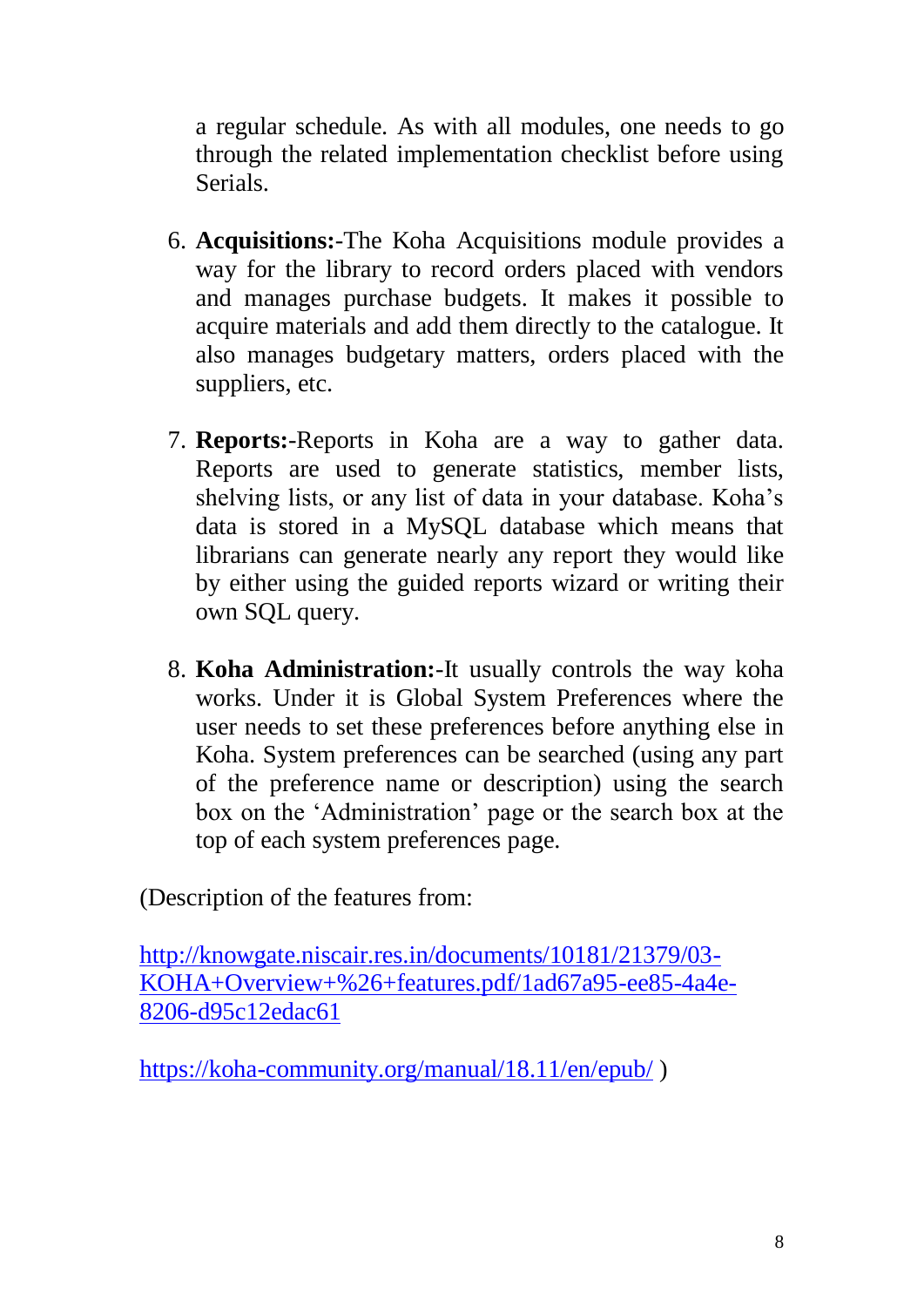a regular schedule. As with all modules, one needs to go through the related implementation checklist before using Serials.

6. **Acquisitions:**-The Koha Acquisitions module provides a way for the library to record orders placed with vendors and manages purchase budgets. It makes it possible to acquire materials and add them directly to the catalogue. It also manages budgetary matters, orders placed with the suppliers, etc.

7. **Reports:**-Reports in Koha are a way to gather data. Reports are used to generate statistics, member lists, shelving lists, or any list of data in your database. Koha's data is stored in a MySQL database which means that librarians can generate nearly any report they would like by either using the guided reports wizard or writing their own SQL query.

8. **Koha Administration:**-It usually controls the way koha works. Under it is Global System Preferences where the user needs to set these preferences before anything else in Koha. System preferences can be searched (using any part of the preference name or description) using the search box on the 'Administration' page or the search box at the top of each system preferences page.

(Description of the features from:

http://knowgate.niscair.res.in/documents/10181/21379/03-KOHA+Overview+%26+features.pdf/1ad67a95-ee85-4a4e-8206-d95c12edac61

https://koha-community.org/manual/18.11/en/epub/ )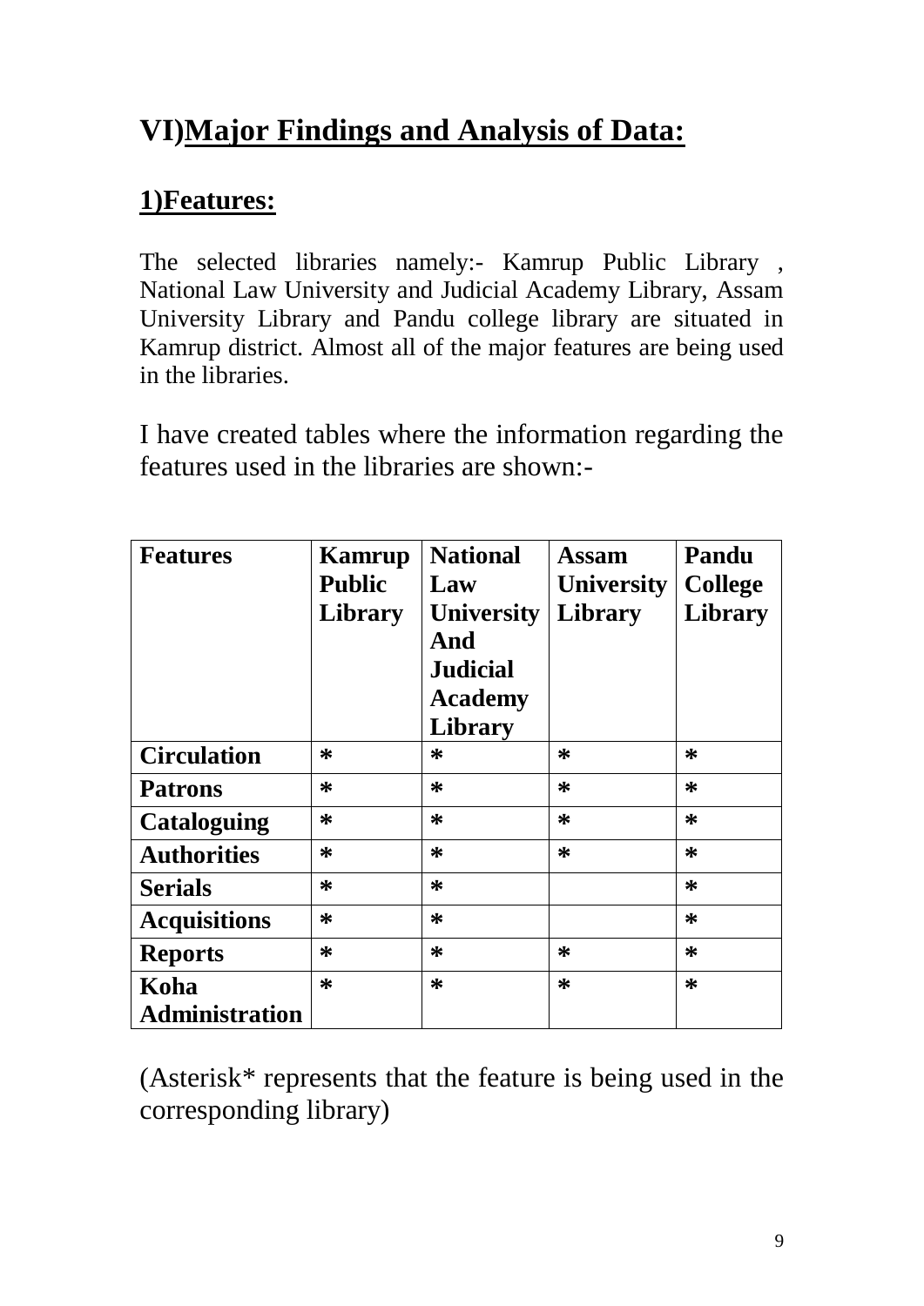# VI)Major Findings and Analysis of Data:

## 1)Features:

The selected libraries namely:- Kamrup Public Library , National Law University and Judicial Academy Library, Assam University Library and Pandu college library are situated in Kamrup district. Almost all of the major features are being used in the libraries.

I have created tables where the information regarding the features used in the libraries are shown:-

| Features | Kamrup Public Library | National Law University And Judicial Academy Library | Assam University Library | Pandu College Library |
|---|---|---|---|---|
| **Circulation** | * | * | * | * |
| **Patrons** | * | * | * | * |
| **Cataloguing** | * | * | * | * |
| **Authorities** | * | * | * | * |
| **Serials** | * | * | | * |
| **Acquisitions** | * | * | | * |
| **Reports** | * | * | * | * |
| **Koha Administration** | * | * | * | * |

(Asterisk* represents that the feature is being used in the corresponding library)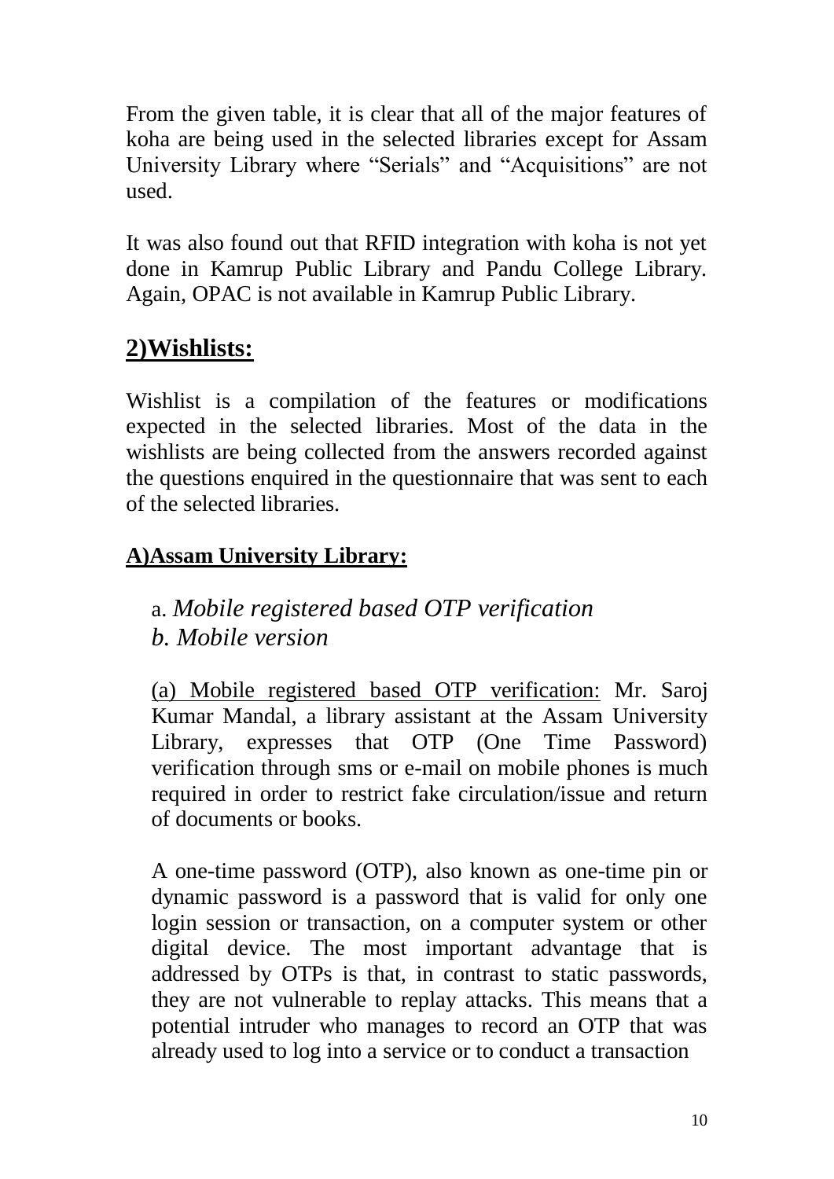From the given table, it is clear that all of the major features of koha are being used in the selected libraries except for Assam University Library where "Serials" and "Acquisitions" are not used.

It was also found out that RFID integration with koha is not yet done in Kamrup Public Library and Pandu College Library. Again, OPAC is not available in Kamrup Public Library.

## 2)Wishlists:

Wishlist is a compilation of the features or modifications expected in the selected libraries. Most of the data in the wishlists are being collected from the answers recorded against the questions enquired in the questionnaire that was sent to each of the selected libraries.

### A)Assam University Library:

a. *Mobile registered based OTP verification*
*b. Mobile version*

(a) Mobile registered based OTP verification: Mr. Saroj Kumar Mandal, a library assistant at the Assam University Library, expresses that OTP (One Time Password) verification through sms or e-mail on mobile phones is much required in order to restrict fake circulation/issue and return of documents or books.

A one-time password (OTP), also known as one-time pin or dynamic password is a password that is valid for only one login session or transaction, on a computer system or other digital device. The most important advantage that is addressed by OTPs is that, in contrast to static passwords, they are not vulnerable to replay attacks. This means that a potential intruder who manages to record an OTP that was already used to log into a service or to conduct a transaction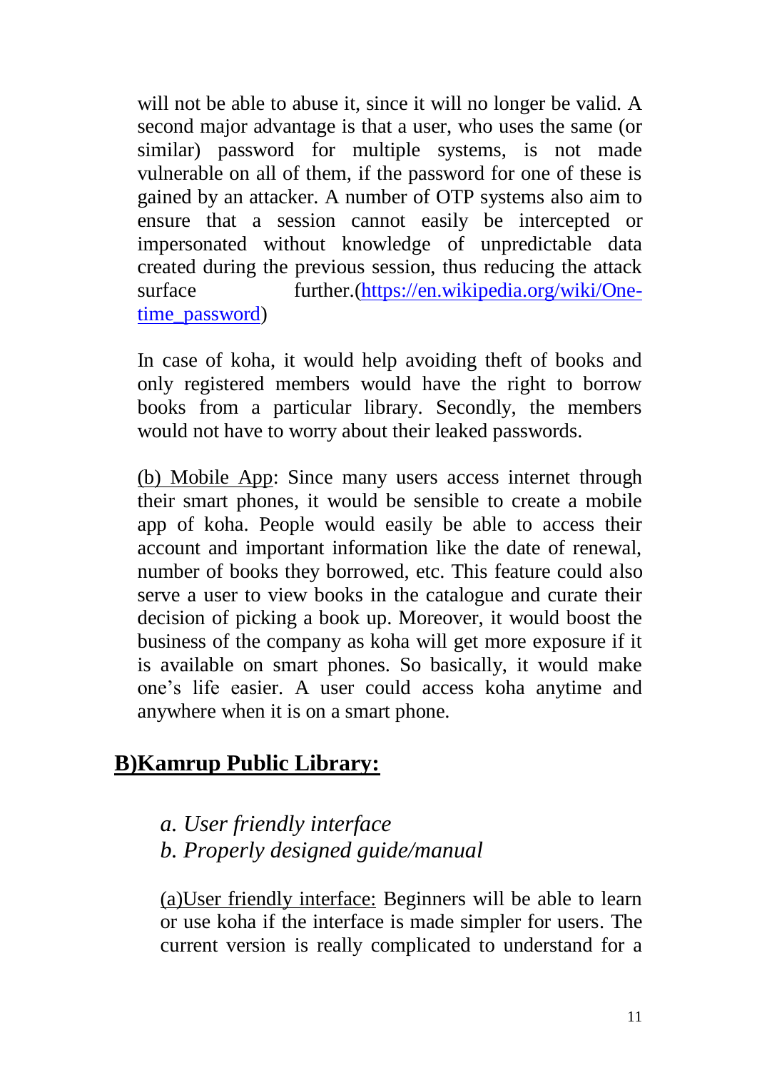will not be able to abuse it, since it will no longer be valid. A second major advantage is that a user, who uses the same (or similar) password for multiple systems, is not made vulnerable on all of them, if the password for one of these is gained by an attacker. A number of OTP systems also aim to ensure that a session cannot easily be intercepted or impersonated without knowledge of unpredictable data created during the previous session, thus reducing the attack surface further.([https://en.wikipedia.org/wiki/One-time_password](https://en.wikipedia.org/wiki/One-time_password))

In case of koha, it would help avoiding theft of books and only registered members would have the right to borrow books from a particular library. Secondly, the members would not have to worry about their leaked passwords.

<u>(b) Mobile App</u>: Since many users access internet through their smart phones, it would be sensible to create a mobile app of koha. People would easily be able to access their account and important information like the date of renewal, number of books they borrowed, etc. This feature could also serve a user to view books in the catalogue and curate their decision of picking a book up. Moreover, it would boost the business of the company as koha will get more exposure if it is available on smart phones. So basically, it would make one's life easier. A user could access koha anytime and anywhere when it is on a smart phone.

## B)Kamrup Public Library:

*a. User friendly interface*
*b. Properly designed guide/manual*

<u>(a)User friendly interface:</u> Beginners will be able to learn or use koha if the interface is made simpler for users. The current version is really complicated to understand for a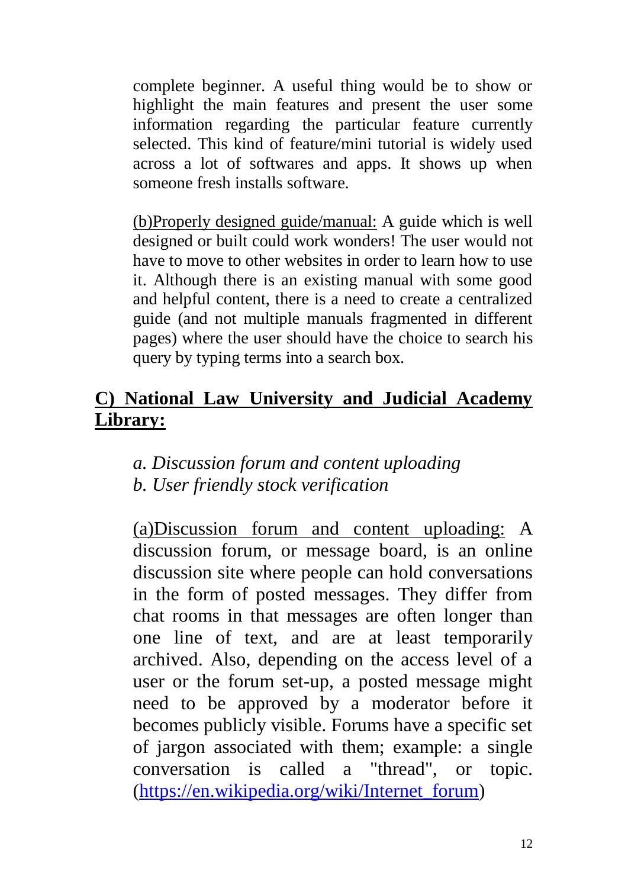complete beginner. A useful thing would be to show or highlight the main features and present the user some information regarding the particular feature currently selected. This kind of feature/mini tutorial is widely used across a lot of softwares and apps. It shows up when someone fresh installs software.

<u>(b)Properly designed guide/manual:</u> A guide which is well designed or built could work wonders! The user would not have to move to other websites in order to learn how to use it. Although there is an existing manual with some good and helpful content, there is a need to create a centralized guide (and not multiple manuals fragmented in different pages) where the user should have the choice to search his query by typing terms into a search box.

## C) National Law University and Judicial Academy Library:

*a. Discussion forum and content uploading*
*b. User friendly stock verification*

<u>(a)Discussion forum and content uploading:</u> A discussion forum, or message board, is an online discussion site where people can hold conversations in the form of posted messages. They differ from chat rooms in that messages are often longer than one line of text, and are at least temporarily archived. Also, depending on the access level of a user or the forum set-up, a posted message might need to be approved by a moderator before it becomes publicly visible. Forums have a specific set of jargon associated with them; example: a single conversation is called a "thread", or topic. (https://en.wikipedia.org/wiki/Internet_forum)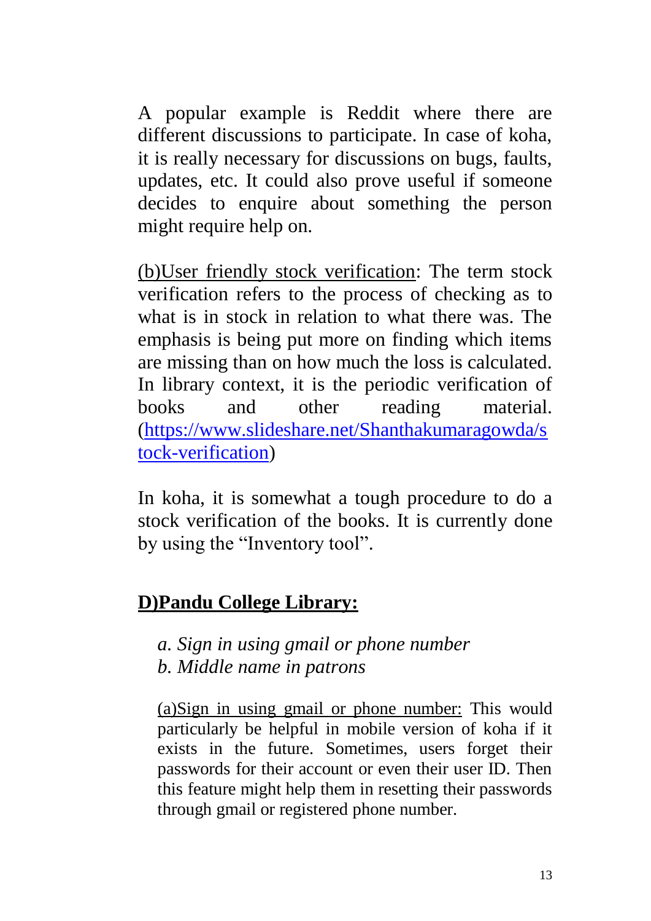A popular example is Reddit where there are different discussions to participate. In case of koha, it is really necessary for discussions on bugs, faults, updates, etc. It could also prove useful if someone decides to enquire about something the person might require help on.

(b)User friendly stock verification: The term stock verification refers to the process of checking as to what is in stock in relation to what there was. The emphasis is being put more on finding which items are missing than on how much the loss is calculated. In library context, it is the periodic verification of books and other reading material. (https://www.slideshare.net/Shanthakumaragowda/stock-verification)

In koha, it is somewhat a tough procedure to do a stock verification of the books. It is currently done by using the "Inventory tool".

## D)Pandu College Library:

*a. Sign in using gmail or phone number*
*b. Middle name in patrons*

(a)Sign in using gmail or phone number: This would particularly be helpful in mobile version of koha if it exists in the future. Sometimes, users forget their passwords for their account or even their user ID. Then this feature might help them in resetting their passwords through gmail or registered phone number.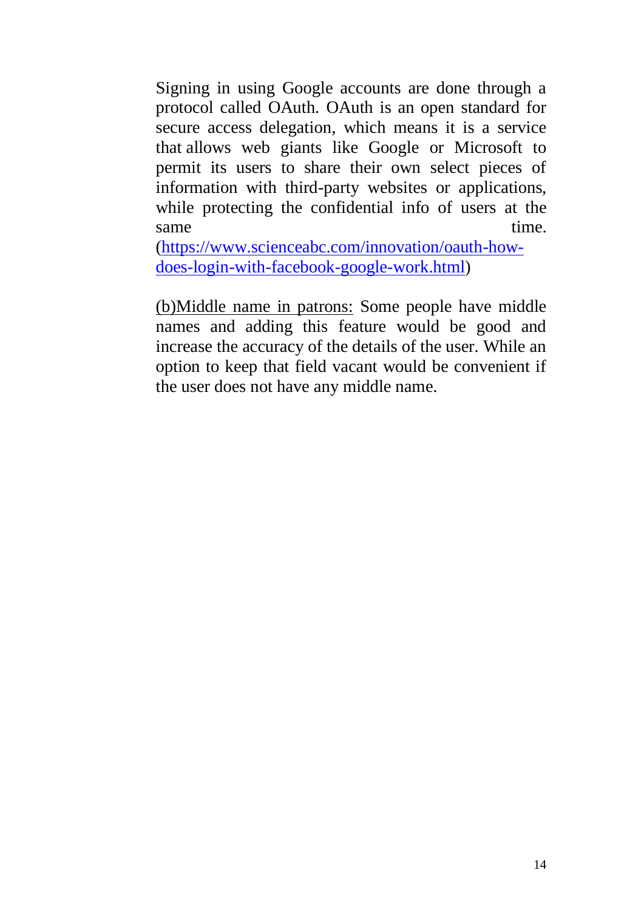Signing in using Google accounts are done through a protocol called OAuth. OAuth is an open standard for secure access delegation, which means it is a service that allows web giants like Google or Microsoft to permit its users to share their own select pieces of information with third-party websites or applications, while protecting the confidential info of users at the same time. ([https://www.scienceabc.com/innovation/oauth-how-does-login-with-facebook-google-work.html](https://www.scienceabc.com/innovation/oauth-how-does-login-with-facebook-google-work.html))

<u>(b)Middle name in patrons:</u> Some people have middle names and adding this feature would be good and increase the accuracy of the details of the user. While an option to keep that field vacant would be convenient if the user does not have any middle name.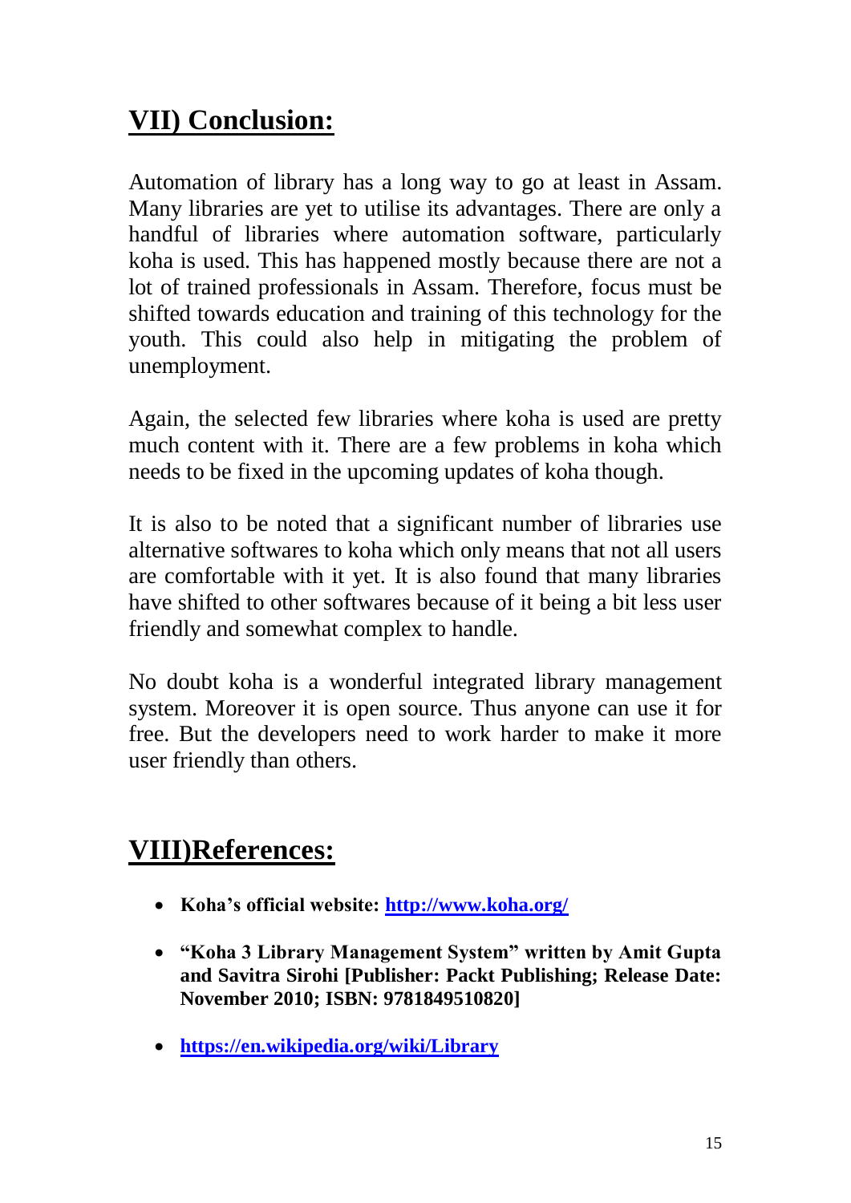## VII) Conclusion:

Automation of library has a long way to go at least in Assam. Many libraries are yet to utilise its advantages. There are only a handful of libraries where automation software, particularly koha is used. This has happened mostly because there are not a lot of trained professionals in Assam. Therefore, focus must be shifted towards education and training of this technology for the youth. This could also help in mitigating the problem of unemployment.

Again, the selected few libraries where koha is used are pretty much content with it. There are a few problems in koha which needs to be fixed in the upcoming updates of koha though.

It is also to be noted that a significant number of libraries use alternative softwares to koha which only means that not all users are comfortable with it yet. It is also found that many libraries have shifted to other softwares because of it being a bit less user friendly and somewhat complex to handle.

No doubt koha is a wonderful integrated library management system. Moreover it is open source. Thus anyone can use it for free. But the developers need to work harder to make it more user friendly than others.

## VIII)References:

- **Koha's official website: http://www.koha.org/**
- **"Koha 3 Library Management System" written by Amit Gupta and Savitra Sirohi [Publisher: Packt Publishing; Release Date: November 2010; ISBN: 9781849510820]**
- **https://en.wikipedia.org/wiki/Library**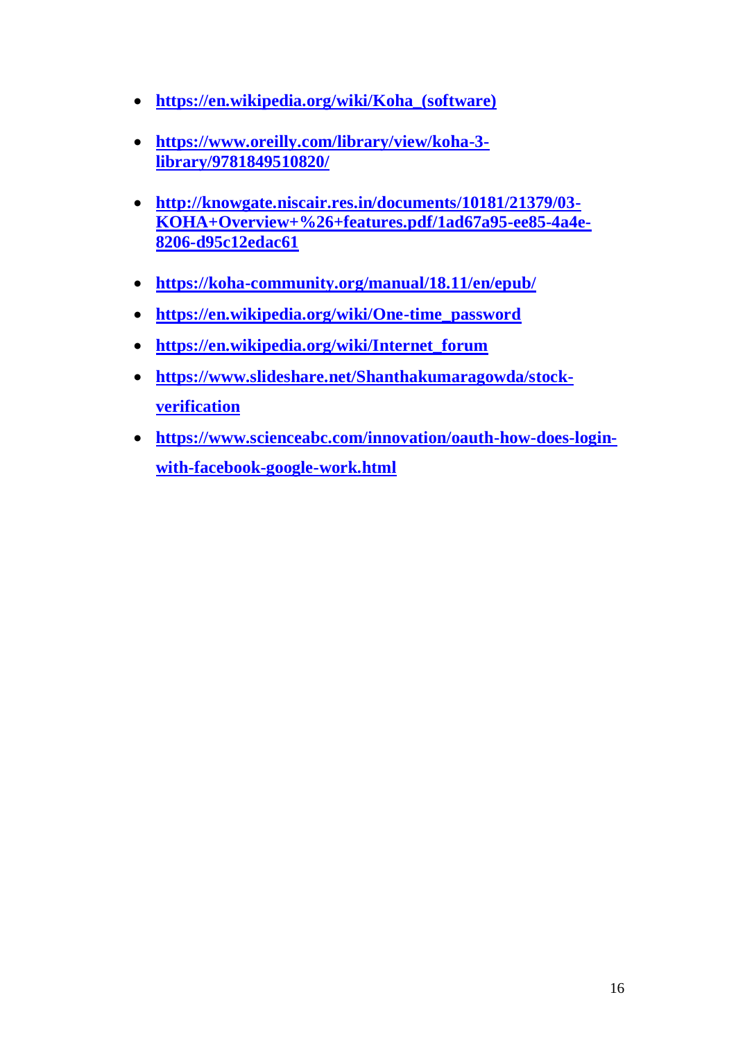- **https://en.wikipedia.org/wiki/Koha_(software)**
- **https://www.oreilly.com/library/view/koha-3-library/9781849510820/**
- **http://knowgate.niscair.res.in/documents/10181/21379/03-KOHA+Overview+%26+features.pdf/1ad67a95-ee85-4a4e-8206-d95c12edac61**
- **https://koha-community.org/manual/18.11/en/epub/**
- **https://en.wikipedia.org/wiki/One-time_password**
- **https://en.wikipedia.org/wiki/Internet_forum**
- **https://www.slideshare.net/Shanthakumaragowda/stock-verification**
- **https://www.scienceabc.com/innovation/oauth-how-does-login-with-facebook-google-work.html**